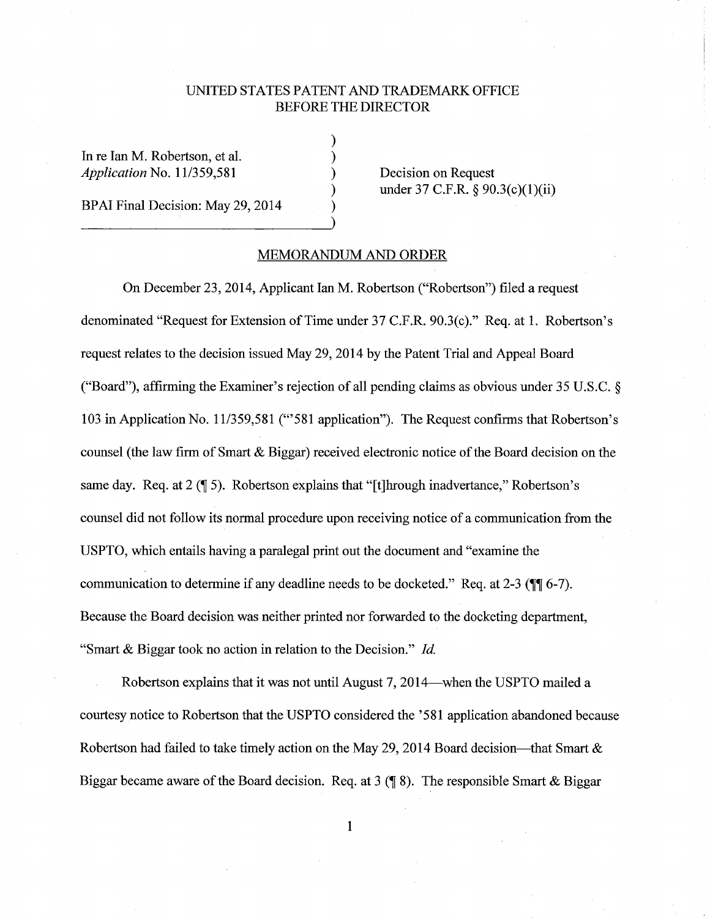UNITED STATES PATENT AND TRADEMARK OFFICE
BEFORE THE DIRECTOR

In re Ian M. Robertson, et al.
*Application* No. 11/359,581

BPAI Final Decision: May 29, 2014

Decision on Request
under 37 C.F.R. § 90.3(c)(1)(ii)

## MEMORANDUM AND ORDER

On December 23, 2014, Applicant Ian M. Robertson ("Robertson") filed a request denominated "Request for Extension of Time under 37 C.F.R. 90.3(c)." Req. at 1. Robertson's request relates to the decision issued May 29, 2014 by the Patent Trial and Appeal Board ("Board"), affirming the Examiner's rejection of all pending claims as obvious under 35 U.S.C. § 103 in Application No. 11/359,581 ("'581 application"). The Request confirms that Robertson's counsel (the law firm of Smart & Biggar) received electronic notice of the Board decision on the same day. Req. at 2 (¶ 5). Robertson explains that "[t]hrough inadvertance," Robertson's counsel did not follow its normal procedure upon receiving notice of a communication from the USPTO, which entails having a paralegal print out the document and "examine the communication to determine if any deadline needs to be docketed." Req. at 2-3 (¶¶ 6-7). Because the Board decision was neither printed nor forwarded to the docketing department, "Smart & Biggar took no action in relation to the Decision." *Id.*

Robertson explains that it was not until August 7, 2014—when the USPTO mailed a courtesy notice to Robertson that the USPTO considered the '581 application abandoned because Robertson had failed to take timely action on the May 29, 2014 Board decision—that Smart & Biggar became aware of the Board decision. Req. at 3 (¶ 8). The responsible Smart & Biggar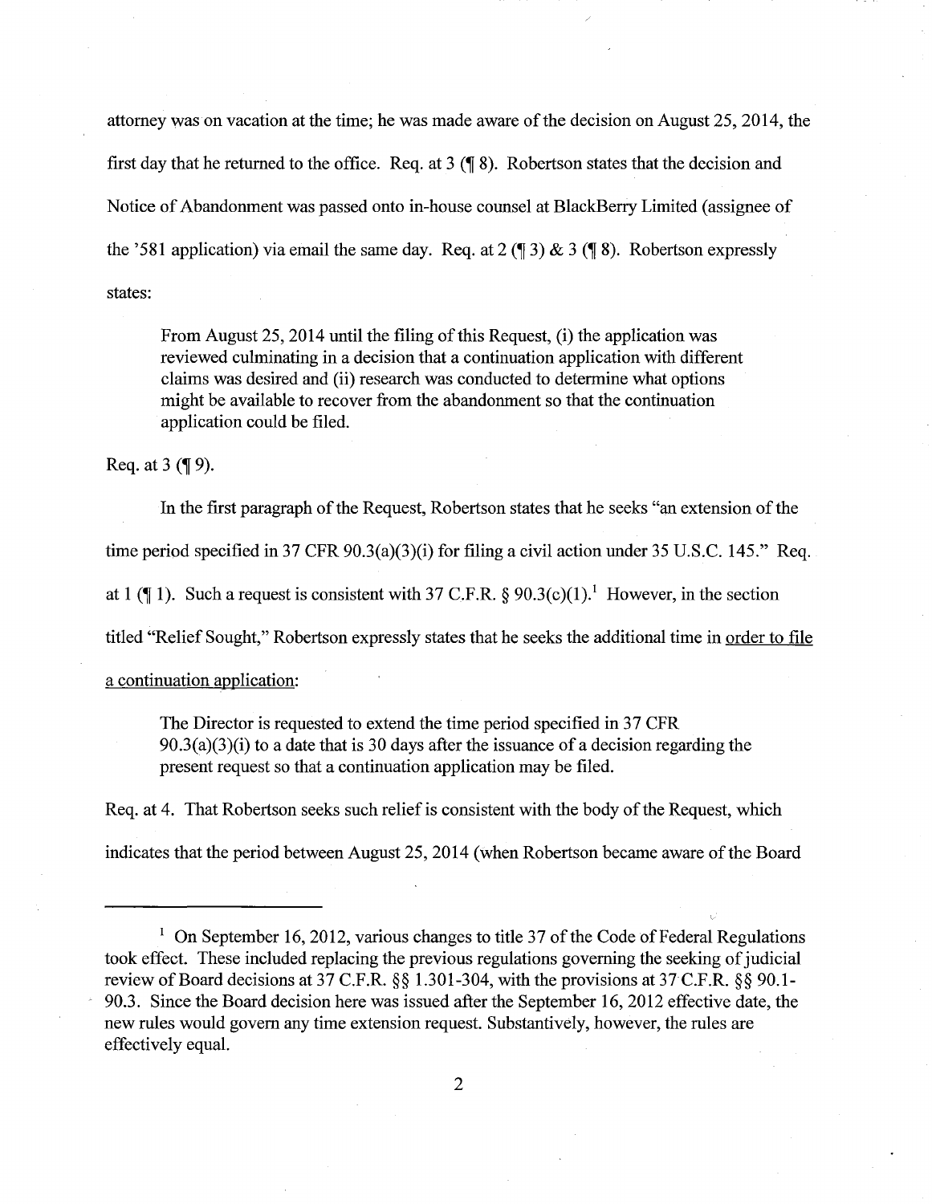attorney was on vacation at the time; he was made aware of the decision on August 25, 2014, the first day that he returned to the office. Req. at 3 (¶ 8). Robertson states that the decision and Notice of Abandonment was passed onto in-house counsel at BlackBerry Limited (assignee of the '581 application) via email the same day. Req. at 2 (¶ 3) & 3 (¶ 8). Robertson expressly states:

> From August 25, 2014 until the filing of this Request, (i) the application was reviewed culminating in a decision that a continuation application with different claims was desired and (ii) research was conducted to determine what options might be available to recover from the abandonment so that the continuation application could be filed.

Req. at 3 (¶ 9).

In the first paragraph of the Request, Robertson states that he seeks "an extension of the time period specified in 37 CFR 90.3(a)(3)(i) for filing a civil action under 35 U.S.C. 145." Req. at 1 (¶ 1). Such a request is consistent with 37 C.F.R. § 90.3(c)(1).[1] However, in the section titled "Relief Sought," Robertson expressly states that he seeks the additional time in order to file a continuation application:

> The Director is requested to extend the time period specified in 37 CFR 90.3(a)(3)(i) to a date that is 30 days after the issuance of a decision regarding the present request so that a continuation application may be filed.

Req. at 4. That Robertson seeks such relief is consistent with the body of the Request, which indicates that the period between August 25, 2014 (when Robertson became aware of the Board

---

[1] On September 16, 2012, various changes to title 37 of the Code of Federal Regulations took effect. These included replacing the previous regulations governing the seeking of judicial review of Board decisions at 37 C.F.R. §§ 1.301-304, with the provisions at 37 C.F.R. §§ 90.1-90.3. Since the Board decision here was issued after the September 16, 2012 effective date, the new rules would govern any time extension request. Substantively, however, the rules are effectively equal.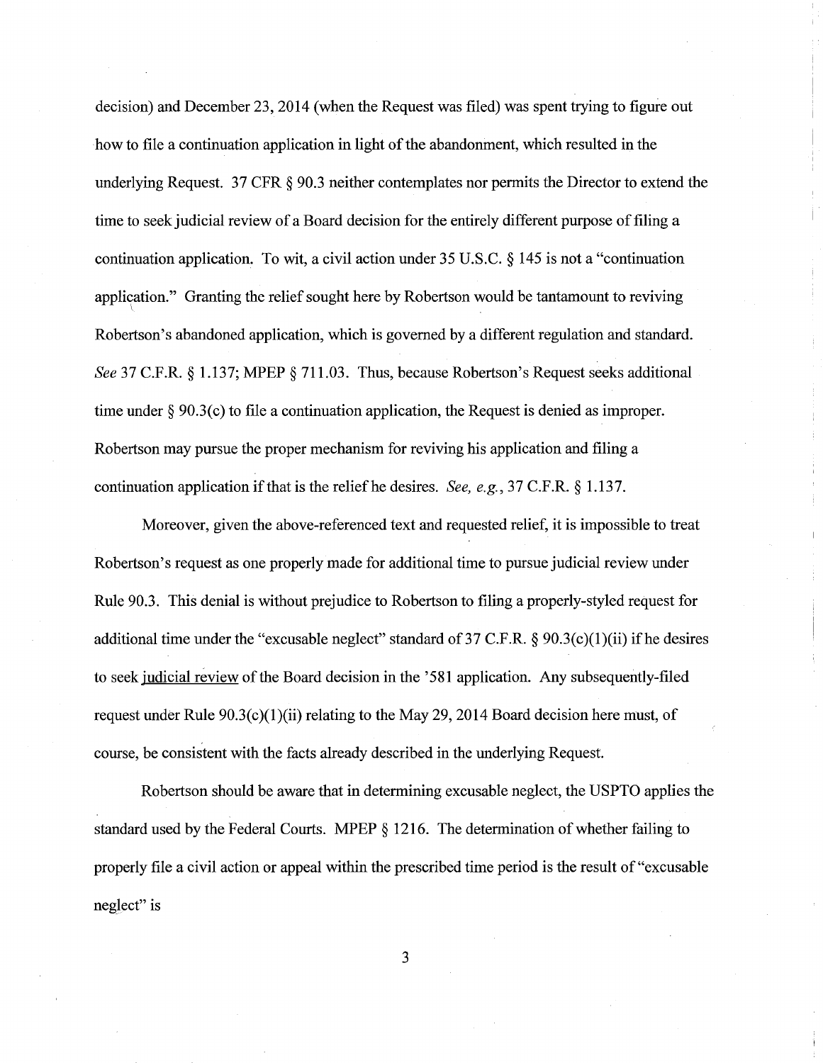decision) and December 23, 2014 (when the Request was filed) was spent trying to figure out how to file a continuation application in light of the abandonment, which resulted in the underlying Request. 37 CFR § 90.3 neither contemplates nor permits the Director to extend the time to seek judicial review of a Board decision for the entirely different purpose of filing a continuation application. To wit, a civil action under 35 U.S.C. § 145 is not a "continuation application." Granting the relief sought here by Robertson would be tantamount to reviving Robertson's abandoned application, which is governed by a different regulation and standard. *See* 37 C.F.R. § 1.137; MPEP § 711.03. Thus, because Robertson's Request seeks additional time under § 90.3(c) to file a continuation application, the Request is denied as improper. Robertson may pursue the proper mechanism for reviving his application and filing a continuation application if that is the relief he desires. *See, e.g.*, 37 C.F.R. § 1.137.

Moreover, given the above-referenced text and requested relief, it is impossible to treat Robertson's request as one properly made for additional time to pursue judicial review under Rule 90.3. This denial is without prejudice to Robertson to filing a properly-styled request for additional time under the "excusable neglect" standard of 37 C.F.R. § 90.3(c)(1)(ii) if he desires to seek judicial review of the Board decision in the '581 application. Any subsequently-filed request under Rule 90.3(c)(1)(ii) relating to the May 29, 2014 Board decision here must, of course, be consistent with the facts already described in the underlying Request.

Robertson should be aware that in determining excusable neglect, the USPTO applies the standard used by the Federal Courts. MPEP § 1216. The determination of whether failing to properly file a civil action or appeal within the prescribed time period is the result of "excusable neglect" is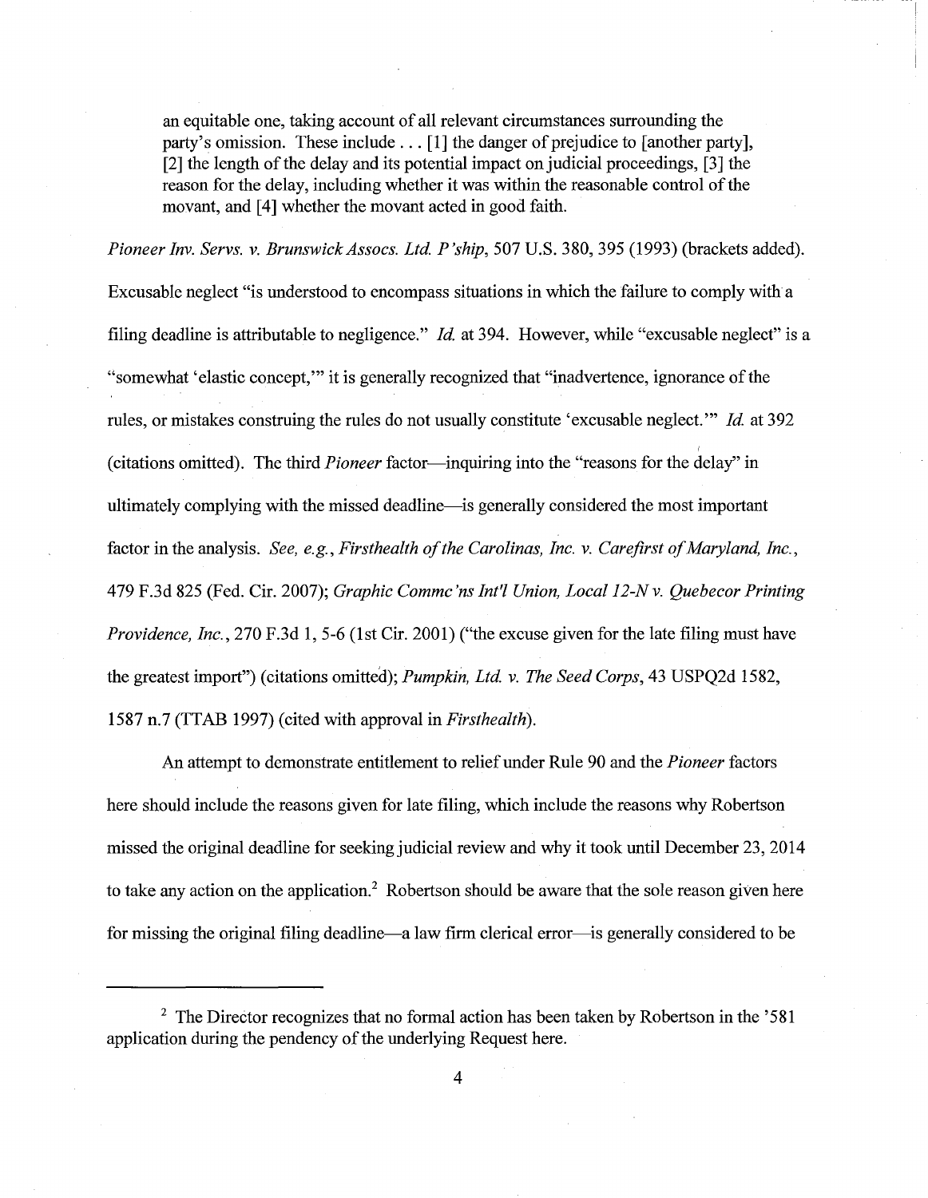> an equitable one, taking account of all relevant circumstances surrounding the party's omission. These include . . . [1] the danger of prejudice to [another party], [2] the length of the delay and its potential impact on judicial proceedings, [3] the reason for the delay, including whether it was within the reasonable control of the movant, and [4] whether the movant acted in good faith.

*Pioneer Inv. Servs. v. Brunswick Assocs. Ltd. P'ship*, 507 U.S. 380, 395 (1993) (brackets added). Excusable neglect "is understood to encompass situations in which the failure to comply with a filing deadline is attributable to negligence." *Id.* at 394. However, while "excusable neglect" is a "somewhat 'elastic concept,'" it is generally recognized that "inadvertence, ignorance of the rules, or mistakes construing the rules do not usually constitute 'excusable neglect.'" *Id.* at 392 (citations omitted). The third *Pioneer* factor—inquiring into the "reasons for the delay" in ultimately complying with the missed deadline—is generally considered the most important factor in the analysis. *See, e.g.*, *Firsthealth of the Carolinas, Inc. v. Carefirst of Maryland, Inc.*, 479 F.3d 825 (Fed. Cir. 2007); *Graphic Commc'ns Int'l Union, Local 12-N v. Quebecor Printing Providence, Inc.*, 270 F.3d 1, 5-6 (1st Cir. 2001) ("the excuse given for the late filing must have the greatest import") (citations omitted); *Pumpkin, Ltd. v. The Seed Corps*, 43 USPQ2d 1582, 1587 n.7 (TTAB 1997) (cited with approval in *Firsthealth*).

An attempt to demonstrate entitlement to relief under Rule 90 and the *Pioneer* factors here should include the reasons given for late filing, which include the reasons why Robertson missed the original deadline for seeking judicial review and why it took until December 23, 2014 to take any action on the application.[2] Robertson should be aware that the sole reason given here for missing the original filing deadline—a law firm clerical error—is generally considered to be

---

[2] The Director recognizes that no formal action has been taken by Robertson in the '581 application during the pendency of the underlying Request here.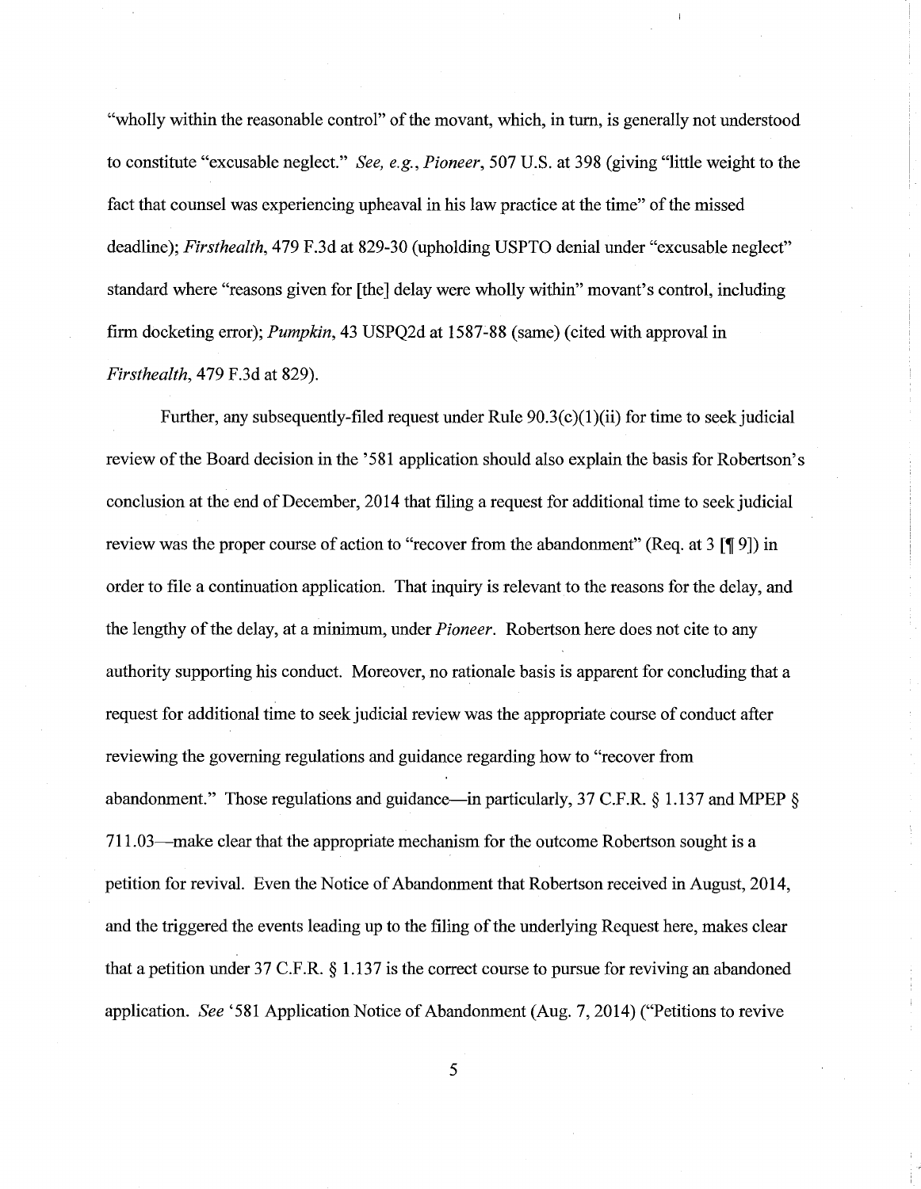"wholly within the reasonable control" of the movant, which, in turn, is generally not understood to constitute "excusable neglect." *See, e.g.*, *Pioneer*, 507 U.S. at 398 (giving "little weight to the fact that counsel was experiencing upheaval in his law practice at the time" of the missed deadline); *Firsthealth*, 479 F.3d at 829-30 (upholding USPTO denial under "excusable neglect" standard where "reasons given for [the] delay were wholly within" movant's control, including firm docketing error); *Pumpkin*, 43 USPQ2d at 1587-88 (same) (cited with approval in *Firsthealth*, 479 F.3d at 829).

Further, any subsequently-filed request under Rule 90.3(c)(1)(ii) for time to seek judicial review of the Board decision in the '581 application should also explain the basis for Robertson's conclusion at the end of December, 2014 that filing a request for additional time to seek judicial review was the proper course of action to "recover from the abandonment" (Req. at 3 [¶ 9]) in order to file a continuation application. That inquiry is relevant to the reasons for the delay, and the lengthy of the delay, at a minimum, under *Pioneer*. Robertson here does not cite to any authority supporting his conduct. Moreover, no rationale basis is apparent for concluding that a request for additional time to seek judicial review was the appropriate course of conduct after reviewing the governing regulations and guidance regarding how to "recover from abandonment." Those regulations and guidance—in particularly, 37 C.F.R. § 1.137 and MPEP § 711.03—make clear that the appropriate mechanism for the outcome Robertson sought is a petition for revival. Even the Notice of Abandonment that Robertson received in August, 2014, and the triggered the events leading up to the filing of the underlying Request here, makes clear that a petition under 37 C.F.R. § 1.137 is the correct course to pursue for reviving an abandoned application. *See* '581 Application Notice of Abandonment (Aug. 7, 2014) ("Petitions to revive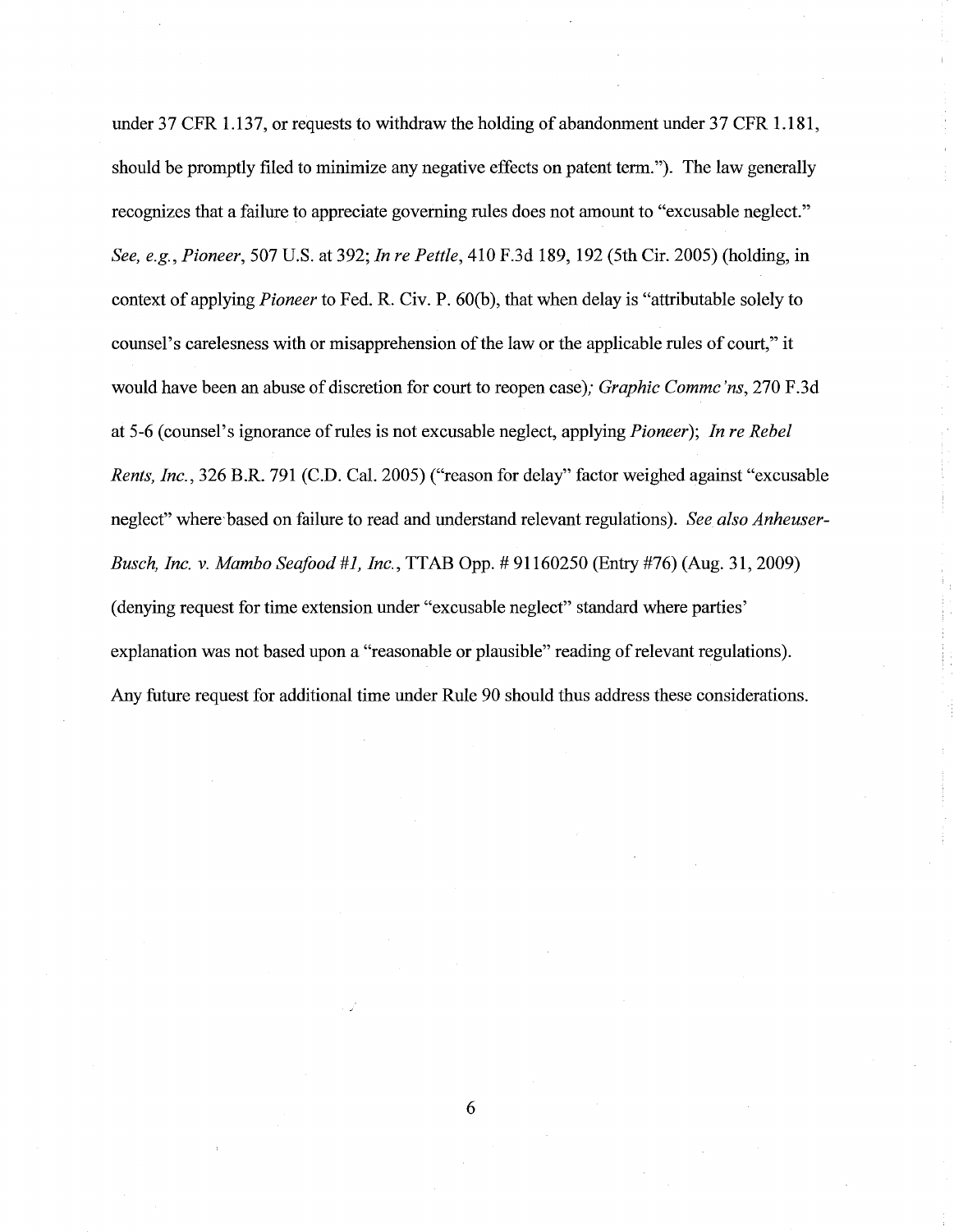under 37 CFR 1.137, or requests to withdraw the holding of abandonment under 37 CFR 1.181, should be promptly filed to minimize any negative effects on patent term."). The law generally recognizes that a failure to appreciate governing rules does not amount to "excusable neglect." *See, e.g.*, *Pioneer*, 507 U.S. at 392; *In re Pettle*, 410 F.3d 189, 192 (5th Cir. 2005) (holding, in context of applying *Pioneer* to Fed. R. Civ. P. 60(b), that when delay is "attributable solely to counsel's carelessness with or misapprehension of the law or the applicable rules of court," it would have been an abuse of discretion for court to reopen case)*;* *Graphic Commc'ns*, 270 F.3d at 5-6 (counsel's ignorance of rules is not excusable neglect, applying *Pioneer*); *In re Rebel Rents, Inc.*, 326 B.R. 791 (C.D. Cal. 2005) ("reason for delay" factor weighed against "excusable neglect" where based on failure to read and understand relevant regulations). *See also Anheuser-Busch, Inc. v. Mambo Seafood #1, Inc.*, TTAB Opp. # 91160250 (Entry #76) (Aug. 31, 2009) (denying request for time extension under "excusable neglect" standard where parties' explanation was not based upon a "reasonable or plausible" reading of relevant regulations). Any future request for additional time under Rule 90 should thus address these considerations.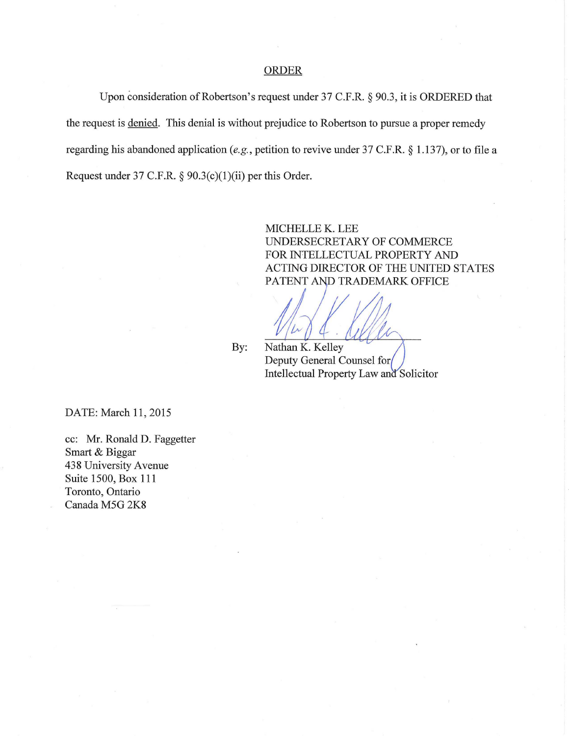## ORDER

Upon consideration of Robertson's request under 37 C.F.R. § 90.3, it is ORDERED that the request is denied. This denial is without prejudice to Robertson to pursue a proper remedy regarding his abandoned application (*e.g.*, petition to revive under 37 C.F.R. § 1.137), or to file a Request under 37 C.F.R. § 90.3(c)(1)(ii) per this Order.

MICHELLE K. LEE
UNDERSECRETARY OF COMMERCE
FOR INTELLECTUAL PROPERTY AND
ACTING DIRECTOR OF THE UNITED STATES
PATENT AND TRADEMARK OFFICE

By: Nathan K. Kelley
Deputy General Counsel for
Intellectual Property Law and Solicitor

DATE: March 11, 2015

cc: Mr. Ronald D. Faggetter
Smart & Biggar
438 University Avenue
Suite 1500, Box 111
Toronto, Ontario
Canada M5G 2K8